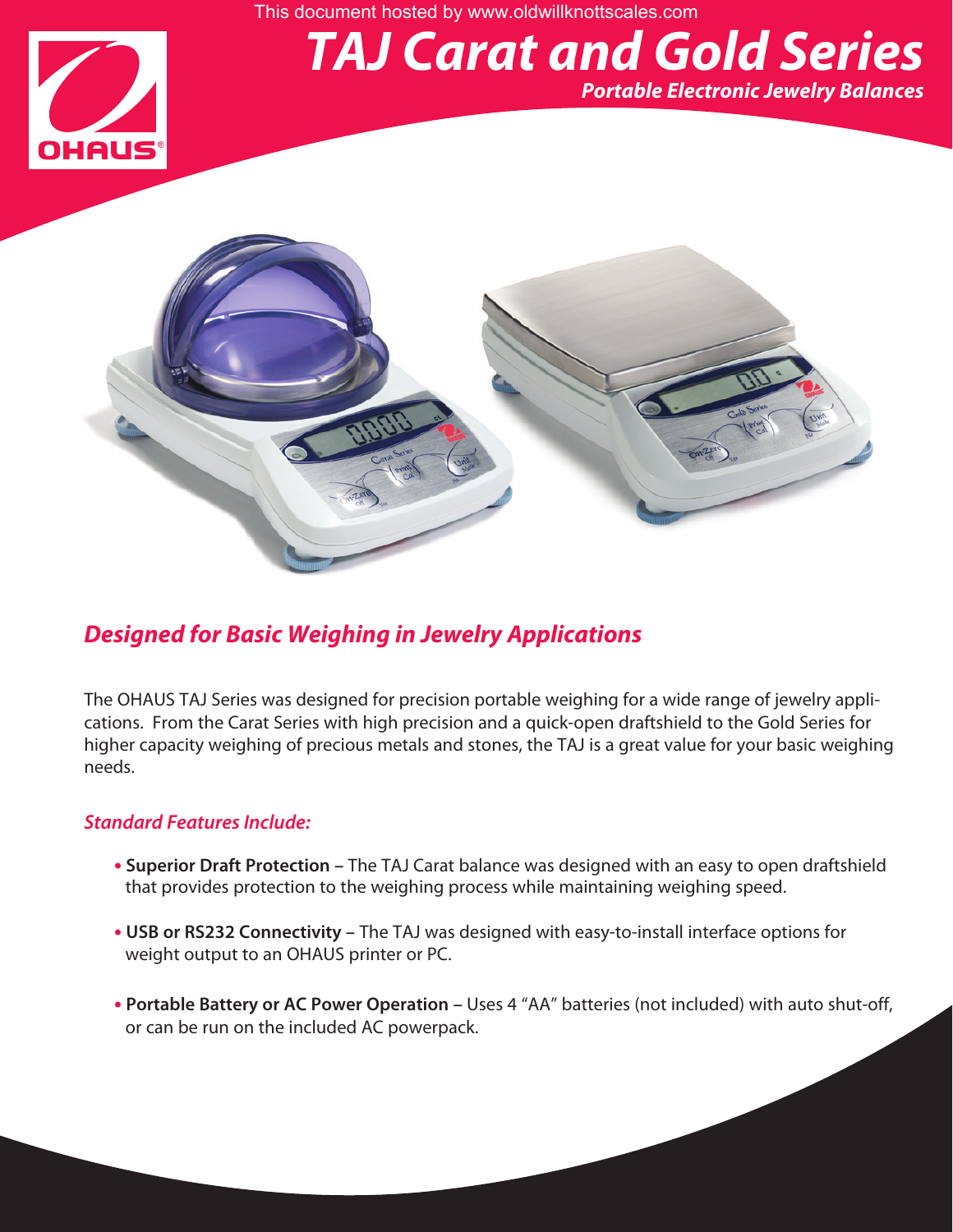This document hosted by www.oldwillknottscales.com

# TAJ Carat and Gold Series

***Portable Electronic Jewelry Balances***

## *Designed for Basic Weighing in Jewelry Applications*

The OHAUS TAJ Series was designed for precision portable weighing for a wide range of jewelry applications. From the Carat Series with high precision and a quick-open draftshield to the Gold Series for higher capacity weighing of precious metals and stones, the TAJ is a great value for your basic weighing needs.

### *Standard Features Include:*

- **Superior Draft Protection –** The TAJ Carat balance was designed with an easy to open draftshield that provides protection to the weighing process while maintaining weighing speed.
- **USB or RS232 Connectivity –** The TAJ was designed with easy-to-install interface options for weight output to an OHAUS printer or PC.
- **Portable Battery or AC Power Operation –** Uses 4 "AA" batteries (not included) with auto shut-off, or can be run on the included AC powerpack.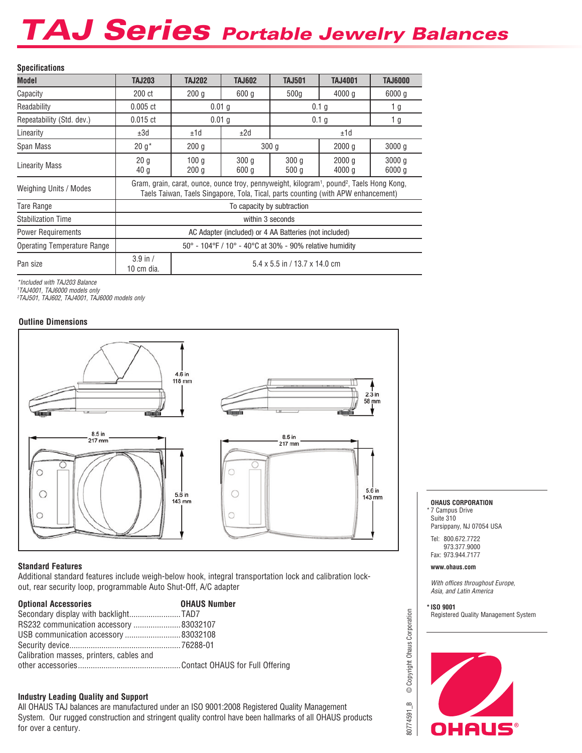# TAJ Series Portable Jewelry Balances

## Specifications

| Model | TAJ203 | TAJ202 | TAJ602 | TAJ501 | TAJ4001 | TAJ6000 |
|---|---|---|---|---|---|---|
| Capacity | 200 ct | 200 g | 600 g | 500g | 4000 g | 6000 g |
| Readability | 0.005 ct | 0.01 g | | 0.1 g | | 1 g |
| Repeatability (Std. dev.) | 0.015 ct | 0.01 g | | 0.1 g | | 1 g |
| Linearity | ±3d | ±1d | ±2d | ±1d | | |
| Span Mass | 20 g* | 200 g | 300 g | | 2000 g | 3000 g |
| Linearity Mass | 20 g<br>40 g | 100 g<br>200 g | 300 g<br>600 g | 300 g<br>500 g | 2000 g<br>4000 g | 3000 g<br>6000 g |
| Weighing Units / Modes | Gram, grain, carat, ounce, ounce troy, pennyweight, kilogram[1], pound[2], Taels Hong Kong, Taels Taiwan, Taels Singapore, Tola, Tical, parts counting (with APW enhancement) | | | | | |
| Tare Range | To capacity by subtraction | | | | | |
| Stabilization Time | within 3 seconds | | | | | |
| Power Requirements | AC Adapter (included) or 4 AA Batteries (not included) | | | | | |
| Operating Temperature Range | 50° - 104°F / 10° - 40°C at 30% - 90% relative humidity | | | | | |
| Pan size | 3.9 in / 10 cm dia. | 5.4 x 5.5 in / 13.7 x 14.0 cm | | | | |

*Included with TAJ203 Balance
[1]TAJ4001, TAJ6000 models only
[2]TAJ501, TAJ602, TAJ4001, TAJ6000 models only

## Outline Dimensions

4.6 in
118 mm

2.3 in
58 mm

8.5 in
217 mm

5.6 in
143 mm

8.5 in
217 mm

5.6 in
143 mm

## Standard Features

Additional standard features include weigh-below hook, integral transportation lock and calibration lock-out, rear security loop, programmable Auto Shut-Off, A/C adapter

## Optional Accessories

| Optional Accessories | OHAUS Number |
|---|---|
| Secondary display with backlight | TAD7 |
| RS232 communication accessory | 83032107 |
| USB communication accessory | 83032108 |
| Security device | 76288-01 |
| Calibration masses, printers, cables and other accessories | Contact OHAUS for Full Offering |

## Industry Leading Quality and Support

All OHAUS TAJ balances are manufactured under an ISO 9001:2008 Registered Quality Management System. Our rugged construction and stringent quality control have been hallmarks of all OHAUS products for over a century.

**OHAUS CORPORATION**
* 7 Campus Drive
Suite 310
Parsippany, NJ 07054 USA

Tel: 800.672.7722
973.377.9000
Fax: 973.944.7177

**www.ohaus.com**

*With offices throughout Europe, Asia, and Latin America*

**\* ISO 9001**
Registered Quality Management System

80774591_B © Copyright Ohaus Corporation

OHAUS®